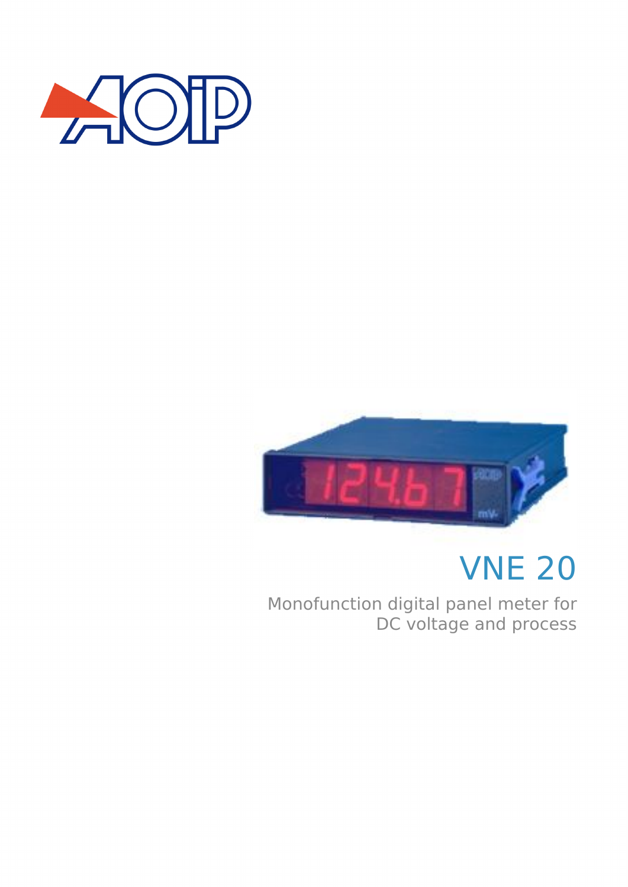# VNE 20

Monofunction digital panel meter for DC voltage and process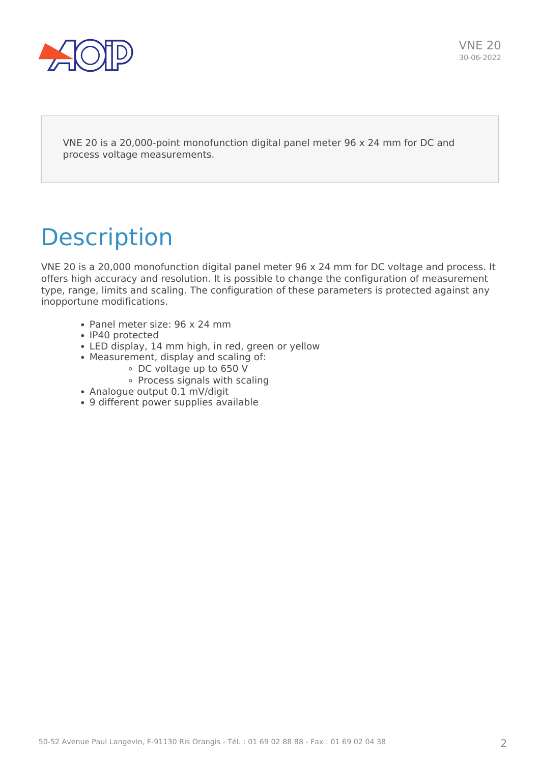VNE 20 is a 20,000-point monofunction digital panel meter 96 x 24 mm for DC and process voltage measurements.

# Description

VNE 20 is a 20,000 monofunction digital panel meter 96 x 24 mm for DC voltage and process. It offers high accuracy and resolution. It is possible to change the configuration of measurement type, range, limits and scaling. The configuration of these parameters is protected against any inopportune modifications.

- Panel meter size: 96 x 24 mm
- IP40 protected
- LED display, 14 mm high, in red, green or yellow
- Measurement, display and scaling of:
  - DC voltage up to 650 V
  - Process signals with scaling
- Analogue output 0.1 mV/digit
- 9 different power supplies available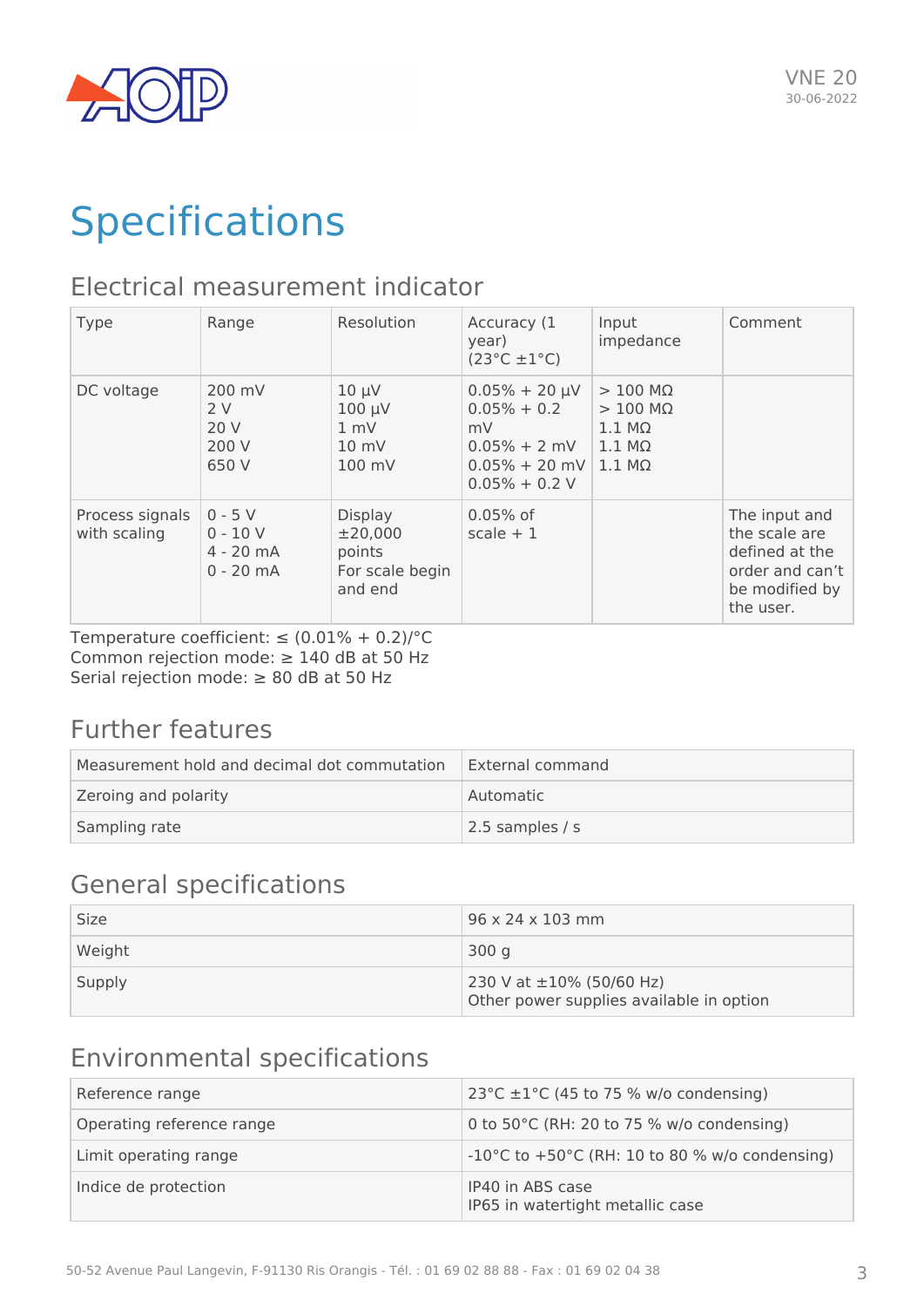# Specifications

## Electrical measurement indicator

| Type | Range | Resolution | Accuracy (1 year) (23°C ±1°C) | Input impedance | Comment |
|---|---|---|---|---|---|
| DC voltage | 200 mV<br>2 V<br>20 V<br>200 V<br>650 V | 10 µV<br>100 µV<br>1 mV<br>10 mV<br>100 mV | 0.05% + 20 µV<br>0.05% + 0.2 mV<br>0.05% + 2 mV<br>0.05% + 20 mV<br>0.05% + 0.2 V | > 100 MΩ<br>> 100 MΩ<br>1.1 MΩ<br>1.1 MΩ<br>1.1 MΩ | |
| Process signals with scaling | 0 - 5 V<br>0 - 10 V<br>4 - 20 mA<br>0 - 20 mA | Display ±20,000 points<br>For scale begin and end | 0.05% of scale + 1 | | The input and the scale are defined at the order and can't be modified by the user. |

Temperature coefficient: ≤ (0.01% + 0.2)/°C
Common rejection mode: ≥ 140 dB at 50 Hz
Serial rejection mode: ≥ 80 dB at 50 Hz

## Further features

| | |
|---|---|
| Measurement hold and decimal dot commutation | External command |
| Zeroing and polarity | Automatic |
| Sampling rate | 2.5 samples / s |

## General specifications

| | |
|---|---|
| Size | 96 x 24 x 103 mm |
| Weight | 300 g |
| Supply | 230 V at ±10% (50/60 Hz)<br>Other power supplies available in option |

## Environmental specifications

| | |
|---|---|
| Reference range | 23°C ±1°C (45 to 75 % w/o condensing) |
| Operating reference range | 0 to 50°C (RH: 20 to 75 % w/o condensing) |
| Limit operating range | -10°C to +50°C (RH: 10 to 80 % w/o condensing) |
| Indice de protection | IP40 in ABS case<br>IP65 in watertight metallic case |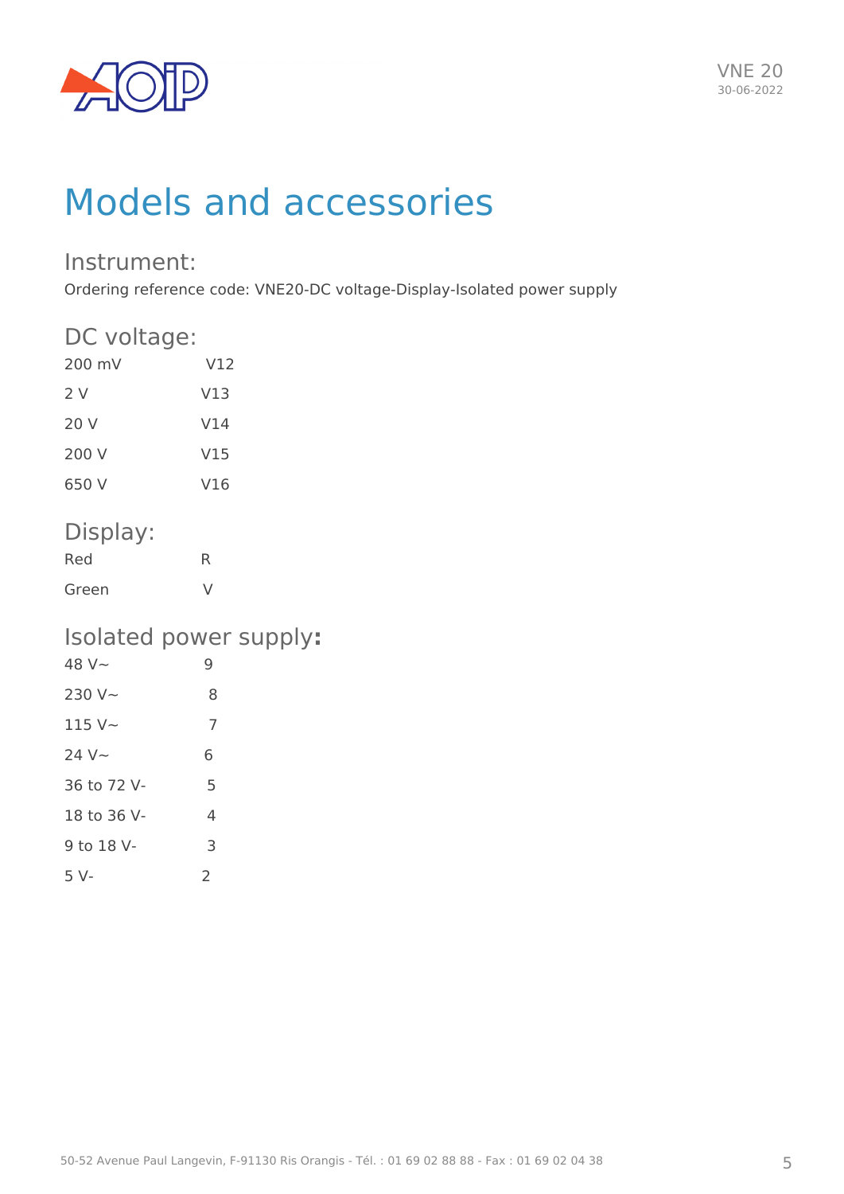# Models and accessories

## Instrument:

Ordering reference code: VNE20-DC voltage-Display-Isolated power supply

## DC voltage:

| | |
|---|---|
| 200 mV | V12 |
| 2 V | V13 |
| 20 V | V14 |
| 200 V | V15 |
| 650 V | V16 |

## Display:

| | |
|---|---|
| Red | R |
| Green | V |

## Isolated power supply:

| | |
|---|---|
| 48 V~ | 9 |
| 230 V~ | 8 |
| 115 V~ | 7 |
| 24 V~ | 6 |
| 36 to 72 V- | 5 |
| 18 to 36 V- | 4 |
| 9 to 18 V- | 3 |
| 5 V- | 2 |

50-52 Avenue Paul Langevin, F-91130 Ris Orangis - Tél. : 01 69 02 88 88 - Fax : 01 69 02 04 38